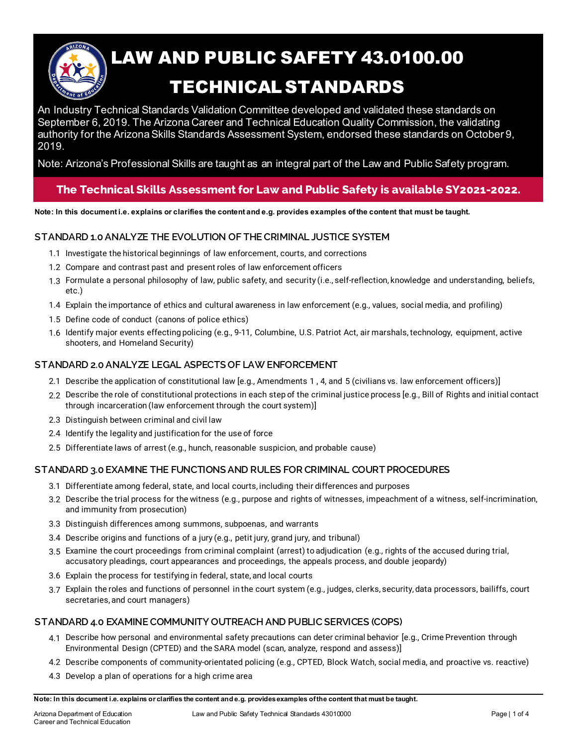# LAW AND PUBLIC SAFETY 43.0100.00 TECHNICAL STANDARDS

An Industry Technical Standards Validation Committee developed and validated these standards on September 6, 2019. The Arizona Career and Technical Education Quality Commission, the validating authority for the Arizona Skills Standards Assessment System, endorsed these standards on October 9, 2019.

Note: Arizona's Professional Skills are taught as an integral part of the Law and Public Safety program.

**The Technical Skills Assessment for Law and Public Safety is available SY2021-2022.**

**Note: In this document i.e. explains or clarifies the content and e.g. provides examples of the content that must be taught.**

## STANDARD 1.0 ANALYZE THE EVOLUTION OF THE CRIMINAL JUSTICE SYSTEM

- 1.1 Investigate the historical beginnings of law enforcement, courts, and corrections
- 1.2 Compare and contrast past and present roles of law enforcement officers
- 1.3 Formulate a personal philosophy of law, public safety, and security (i.e., self-reflection, knowledge and understanding, beliefs, etc.)
- 1.4 Explain the importance of ethics and cultural awareness in law enforcement (e.g., values, social media, and profiling)
- 1.5 Define code of conduct (canons of police ethics)
- 1.6 Identify major events effecting policing (e.g., 9-11, Columbine, U.S. Patriot Act, air marshals, technology, equipment, active shooters, and Homeland Security)

## STANDARD 2.0 ANALYZE LEGAL ASPECTS OF LAW ENFORCEMENT

- 2.1 Describe the application of constitutional law [e.g., Amendments 1 , 4, and 5 (civilians vs. law enforcement officers)]
- 2.2 Describe the role of constitutional protections in each step of the criminal justice process [e.g., Bill of Rights and initial contact through incarceration (law enforcement through the court system)]
- 2.3 Distinguish between criminal and civil law
- 2.4 Identify the legality and justification for the use of force
- 2.5 Differentiate laws of arrest (e.g., hunch, reasonable suspicion, and probable cause)

## STANDARD 3.0 EXAMINE THE FUNCTIONS AND RULES FOR CRIMINAL COURT PROCEDURES

- 3.1 Differentiate among federal, state, and local courts, including their differences and purposes
- 3.2 Describe the trial process for the witness (e.g., purpose and rights of witnesses, impeachment of a witness, self-incrimination, and immunity from prosecution)
- 3.3 Distinguish differences among summons, subpoenas, and warrants
- 3.4 Describe origins and functions of a jury (e.g., petit jury, grand jury, and tribunal)
- 3.5 Examine the court proceedings from criminal complaint (arrest) to adjudication (e.g., rights of the accused during trial, accusatory pleadings, court appearances and proceedings, the appeals process, and double jeopardy)
- 3.6 Explain the process for testifying in federal, state, and local courts
- 3.7 Explain the roles and functions of personnel in the court system (e.g., judges, clerks, security, data processors, bailiffs, court secretaries, and court managers)

## STANDARD 4.0 EXAMINE COMMUNITY OUTREACH AND PUBLIC SERVICES (COPS)

- 4.1 Describe how personal and environmental safety precautions can deter criminal behavior [e.g., Crime Prevention through Environmental Design (CPTED) and the SARA model (scan, analyze, respond and assess)]
- 4.2 Describe components of community-orientated policing (e.g., CPTED, Block Watch, social media, and proactive vs. reactive)
- 4.3 Develop a plan of operations for a high crime area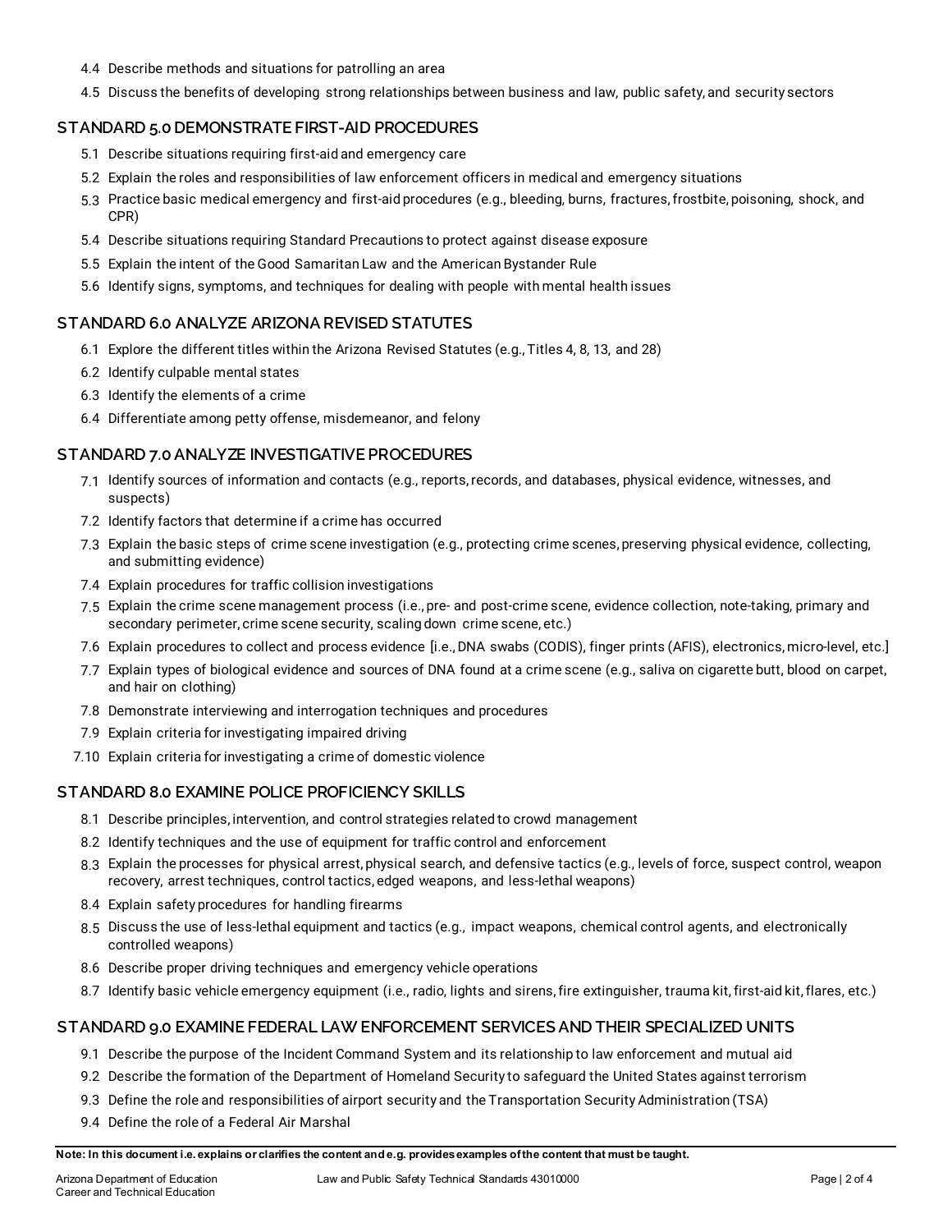4.4 Describe methods and situations for patrolling an area

4.5 Discuss the benefits of developing strong relationships between business and law, public safety, and security sectors

## STANDARD 5.0 DEMONSTRATE FIRST-AID PROCEDURES

5.1 Describe situations requiring first-aid and emergency care

5.2 Explain the roles and responsibilities of law enforcement officers in medical and emergency situations

5.3 Practice basic medical emergency and first-aid procedures (e.g., bleeding, burns, fractures, frostbite, poisoning, shock, and CPR)

5.4 Describe situations requiring Standard Precautions to protect against disease exposure

5.5 Explain the intent of the Good Samaritan Law and the American Bystander Rule

5.6 Identify signs, symptoms, and techniques for dealing with people with mental health issues

## STANDARD 6.0 ANALYZE ARIZONA REVISED STATUTES

6.1 Explore the different titles within the Arizona Revised Statutes (e.g., Titles 4, 8, 13, and 28)

6.2 Identify culpable mental states

6.3 Identify the elements of a crime

6.4 Differentiate among petty offense, misdemeanor, and felony

## STANDARD 7.0 ANALYZE INVESTIGATIVE PROCEDURES

7.1 Identify sources of information and contacts (e.g., reports, records, and databases, physical evidence, witnesses, and suspects)

7.2 Identify factors that determine if a crime has occurred

7.3 Explain the basic steps of crime scene investigation (e.g., protecting crime scenes, preserving physical evidence, collecting, and submitting evidence)

7.4 Explain procedures for traffic collision investigations

7.5 Explain the crime scene management process (i.e., pre- and post-crime scene, evidence collection, note-taking, primary and secondary perimeter, crime scene security, scaling down crime scene, etc.)

7.6 Explain procedures to collect and process evidence [i.e., DNA swabs (CODIS), finger prints (AFIS), electronics, micro-level, etc.]

7.7 Explain types of biological evidence and sources of DNA found at a crime scene (e.g., saliva on cigarette butt, blood on carpet, and hair on clothing)

7.8 Demonstrate interviewing and interrogation techniques and procedures

7.9 Explain criteria for investigating impaired driving

7.10 Explain criteria for investigating a crime of domestic violence

## STANDARD 8.0 EXAMINE POLICE PROFICIENCY SKILLS

8.1 Describe principles, intervention, and control strategies related to crowd management

8.2 Identify techniques and the use of equipment for traffic control and enforcement

8.3 Explain the processes for physical arrest, physical search, and defensive tactics (e.g., levels of force, suspect control, weapon recovery, arrest techniques, control tactics, edged weapons, and less-lethal weapons)

8.4 Explain safety procedures for handling firearms

8.5 Discuss the use of less-lethal equipment and tactics (e.g., impact weapons, chemical control agents, and electronically controlled weapons)

8.6 Describe proper driving techniques and emergency vehicle operations

8.7 Identify basic vehicle emergency equipment (i.e., radio, lights and sirens, fire extinguisher, trauma kit, first-aid kit, flares, etc.)

## STANDARD 9.0 EXAMINE FEDERAL LAW ENFORCEMENT SERVICES AND THEIR SPECIALIZED UNITS

9.1 Describe the purpose of the Incident Command System and its relationship to law enforcement and mutual aid

9.2 Describe the formation of the Department of Homeland Security to safeguard the United States against terrorism

9.3 Define the role and responsibilities of airport security and the Transportation Security Administration (TSA)

9.4 Define the role of a Federal Air Marshal

**Note: In this document i.e. explains or clarifies the content and e.g. provides examples of the content that must be taught.**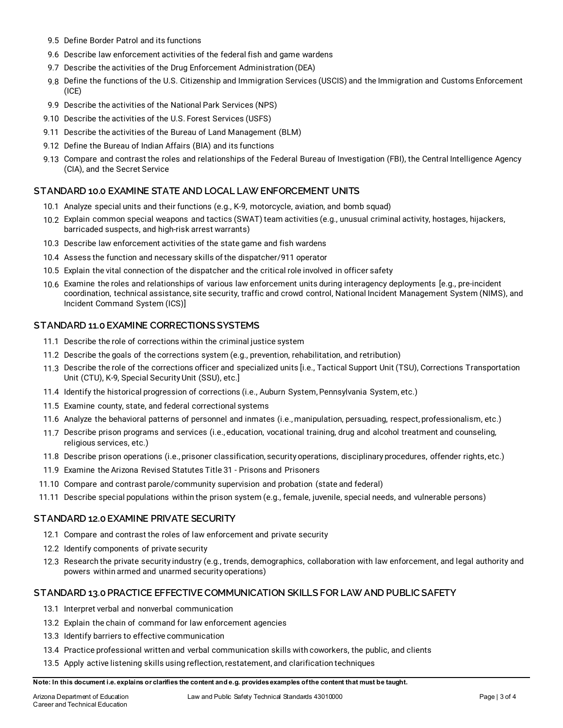9.5 Define Border Patrol and its functions

9.6 Describe law enforcement activities of the federal fish and game wardens

9.7 Describe the activities of the Drug Enforcement Administration (DEA)

9.8 Define the functions of the U.S. Citizenship and Immigration Services (USCIS) and the Immigration and Customs Enforcement (ICE)

9.9 Describe the activities of the National Park Services (NPS)

9.10 Describe the activities of the U.S. Forest Services (USFS)

9.11 Describe the activities of the Bureau of Land Management (BLM)

9.12 Define the Bureau of Indian Affairs (BIA) and its functions

9.13 Compare and contrast the roles and relationships of the Federal Bureau of Investigation (FBI), the Central Intelligence Agency (CIA), and the Secret Service

## STANDARD 10.0 EXAMINE STATE AND LOCAL LAW ENFORCEMENT UNITS

10.1 Analyze special units and their functions (e.g., K-9, motorcycle, aviation, and bomb squad)

10.2 Explain common special weapons and tactics (SWAT) team activities (e.g., unusual criminal activity, hostages, hijackers, barricaded suspects, and high-risk arrest warrants)

10.3 Describe law enforcement activities of the state game and fish wardens

10.4 Assess the function and necessary skills of the dispatcher/911 operator

10.5 Explain the vital connection of the dispatcher and the critical role involved in officer safety

10.6 Examine the roles and relationships of various law enforcement units during interagency deployments [e.g., pre-incident coordination, technical assistance, site security, traffic and crowd control, National Incident Management System (NIMS), and Incident Command System (ICS)]

## STANDARD 11.0 EXAMINE CORRECTIONS SYSTEMS

11.1 Describe the role of corrections within the criminal justice system

11.2 Describe the goals of the corrections system (e.g., prevention, rehabilitation, and retribution)

11.3 Describe the role of the corrections officer and specialized units [i.e., Tactical Support Unit (TSU), Corrections Transportation Unit (CTU), K-9, Special Security Unit (SSU), etc.]

11.4 Identify the historical progression of corrections (i.e., Auburn System, Pennsylvania System, etc.)

11.5 Examine county, state, and federal correctional systems

11.6 Analyze the behavioral patterns of personnel and inmates (i.e., manipulation, persuading, respect, professionalism, etc.)

11.7 Describe prison programs and services (i.e., education, vocational training, drug and alcohol treatment and counseling, religious services, etc.)

11.8 Describe prison operations (i.e., prisoner classification, security operations, disciplinary procedures, offender rights, etc.)

11.9 Examine the Arizona Revised Statutes Title 31 - Prisons and Prisoners

11.10 Compare and contrast parole/community supervision and probation (state and federal)

11.11 Describe special populations within the prison system (e.g., female, juvenile, special needs, and vulnerable persons)

## STANDARD 12.0 EXAMINE PRIVATE SECURITY

12.1 Compare and contrast the roles of law enforcement and private security

12.2 Identify components of private security

12.3 Research the private security industry (e.g., trends, demographics, collaboration with law enforcement, and legal authority and powers within armed and unarmed security operations)

## STANDARD 13.0 PRACTICE EFFECTIVE COMMUNICATION SKILLS FOR LAW AND PUBLIC SAFETY

13.1 Interpret verbal and nonverbal communication

13.2 Explain the chain of command for law enforcement agencies

13.3 Identify barriers to effective communication

13.4 Practice professional written and verbal communication skills with coworkers, the public, and clients

13.5 Apply active listening skills using reflection, restatement, and clarification techniques

**Note: In this document i.e. explains or clarifies the content and e.g. provides examples of the content that must be taught.**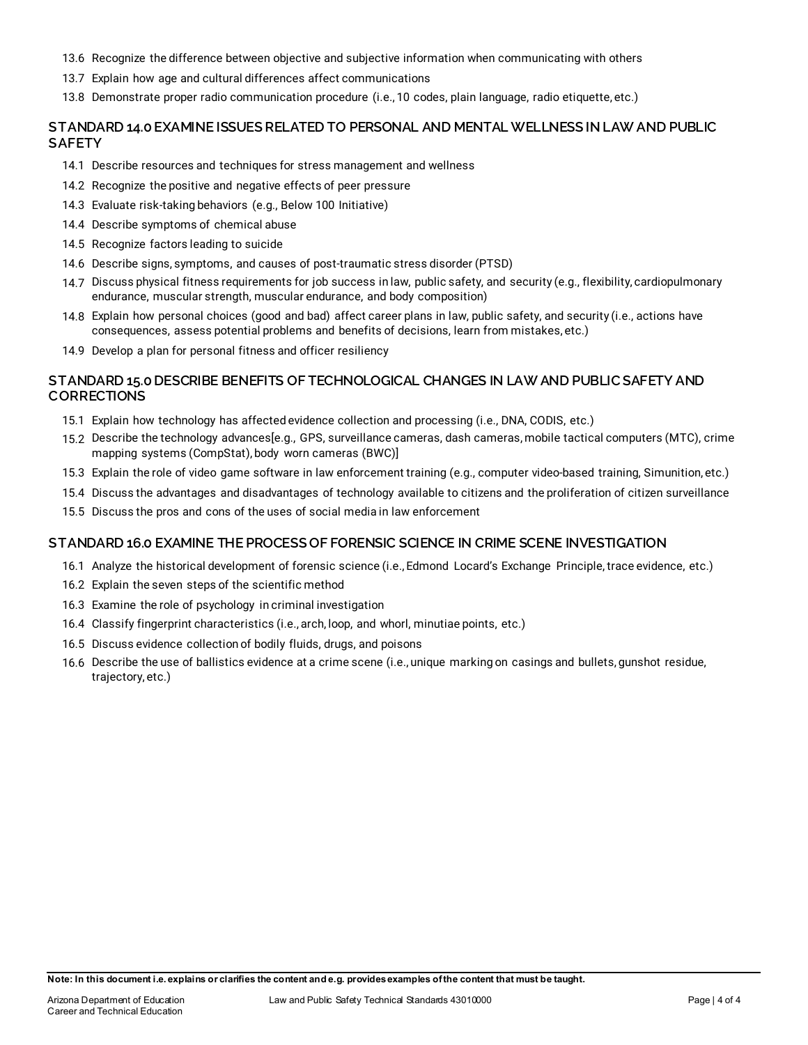13.6 Recognize the difference between objective and subjective information when communicating with others

13.7 Explain how age and cultural differences affect communications

13.8 Demonstrate proper radio communication procedure (i.e., 10 codes, plain language, radio etiquette, etc.)

## STANDARD 14.0 EXAMINE ISSUES RELATED TO PERSONAL AND MENTAL WELLNESS IN LAW AND PUBLIC SAFETY

14.1 Describe resources and techniques for stress management and wellness

14.2 Recognize the positive and negative effects of peer pressure

14.3 Evaluate risk-taking behaviors (e.g., Below 100 Initiative)

14.4 Describe symptoms of chemical abuse

14.5 Recognize factors leading to suicide

14.6 Describe signs, symptoms, and causes of post-traumatic stress disorder (PTSD)

14.7 Discuss physical fitness requirements for job success in law, public safety, and security (e.g., flexibility, cardiopulmonary endurance, muscular strength, muscular endurance, and body composition)

14.8 Explain how personal choices (good and bad) affect career plans in law, public safety, and security (i.e., actions have consequences, assess potential problems and benefits of decisions, learn from mistakes, etc.)

14.9 Develop a plan for personal fitness and officer resiliency

## STANDARD 15.0 DESCRIBE BENEFITS OF TECHNOLOGICAL CHANGES IN LAW AND PUBLIC SAFETY AND CORRECTIONS

15.1 Explain how technology has affected evidence collection and processing (i.e., DNA, CODIS, etc.)

15.2 Describe the technology advances[e.g., GPS, surveillance cameras, dash cameras, mobile tactical computers (MTC), crime mapping systems (CompStat), body worn cameras (BWC)]

15.3 Explain the role of video game software in law enforcement training (e.g., computer video-based training, Simunition, etc.)

15.4 Discuss the advantages and disadvantages of technology available to citizens and the proliferation of citizen surveillance

15.5 Discuss the pros and cons of the uses of social media in law enforcement

## STANDARD 16.0 EXAMINE THE PROCESS OF FORENSIC SCIENCE IN CRIME SCENE INVESTIGATION

16.1 Analyze the historical development of forensic science (i.e., Edmond Locard's Exchange Principle, trace evidence, etc.)

16.2 Explain the seven steps of the scientific method

16.3 Examine the role of psychology in criminal investigation

16.4 Classify fingerprint characteristics (i.e., arch, loop, and whorl, minutiae points, etc.)

16.5 Discuss evidence collection of bodily fluids, drugs, and poisons

16.6 Describe the use of ballistics evidence at a crime scene (i.e., unique marking on casings and bullets, gunshot residue, trajectory, etc.)

**Note: In this document i.e. explains or clarifies the content and e.g. provides examples of the content that must be taught.**